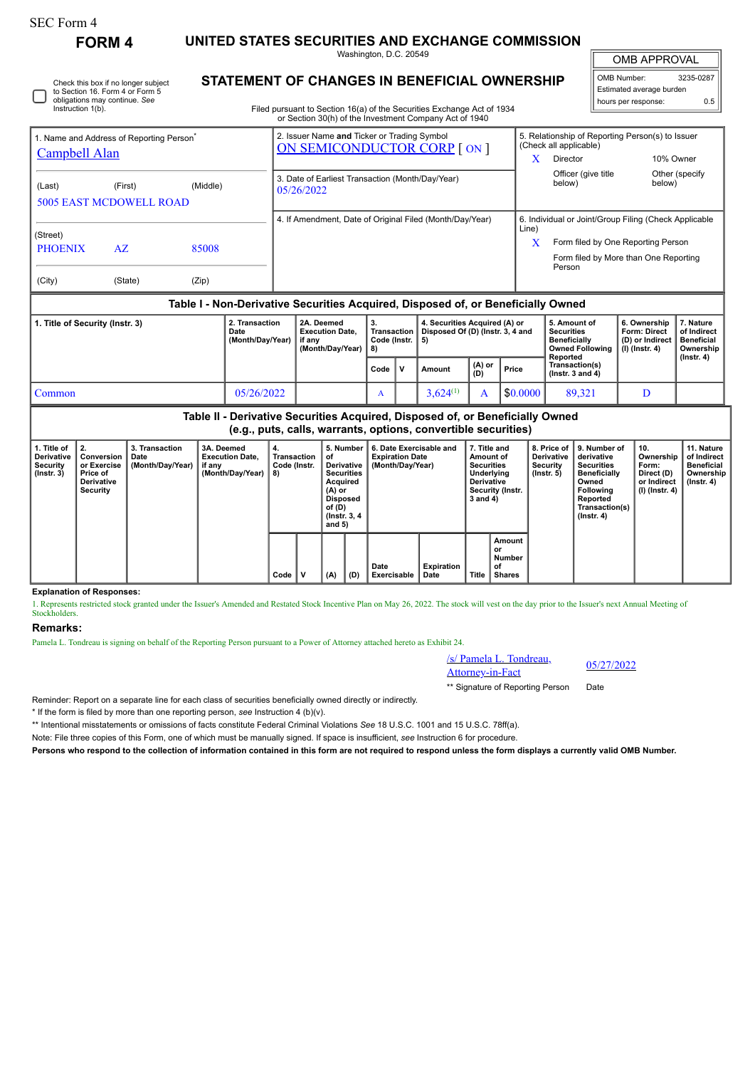SEC Form 4

# FORM 4

## UNITED STATES SECURITIES AND EXCHANGE COMMISSION

Washington, D.C. 20549

## STATEMENT OF CHANGES IN BENEFICIAL OWNERSHIP

Filed pursuant to Section 16(a) of the Securities Exchange Act of 1934 or Section 30(h) of the Investment Company Act of 1940

| OMB APPROVAL | |
|---|---|
| OMB Number: | 3235-0287 |
| Estimated average burden hours per response: | 0.5 |

☐ Check this box if no longer subject to Section 16. Form 4 or Form 5 obligations may continue. *See* Instruction 1(b).

| 1. Name and Address of Reporting Person* | 2. Issuer Name and Ticker or Trading Symbol | 5. Relationship of Reporting Person(s) to Issuer (Check all applicable) |
|---|---|---|
| Campbell Alan | ON SEMICONDUCTOR CORP [ ON ] | X Director; 10% Owner; Officer (give title below); Other (specify below) |
| (Last) (First) (Middle) 5005 EAST MCDOWELL ROAD | 3. Date of Earliest Transaction (Month/Day/Year) 05/26/2022 | |
| (Street) PHOENIX AZ 85008 | 4. If Amendment, Date of Original Filed (Month/Day/Year) | 6. Individual or Joint/Group Filing (Check Applicable Line) X Form filed by One Reporting Person; Form filed by More than One Reporting Person |
| (City) (State) (Zip) | | |

### Table I - Non-Derivative Securities Acquired, Disposed of, or Beneficially Owned

| 1. Title of Security (Instr. 3) | 2. Transaction Date (Month/Day/Year) | 2A. Deemed Execution Date, if any (Month/Day/Year) | 3. Transaction Code (Instr. 8) | | 4. Securities Acquired (A) or Disposed Of (D) (Instr. 3, 4 and 5) | | | 5. Amount of Securities Beneficially Owned Following Reported Transaction(s) (Instr. 3 and 4) | 6. Ownership Form: Direct (D) or Indirect (I) (Instr. 4) | 7. Nature of Indirect Beneficial Ownership (Instr. 4) |
|---|---|---|---|---|---|---|---|---|---|---|
| | | | Code | V | Amount | (A) or (D) | Price | | | |
| Common | 05/26/2022 | | A | | 3,624[(1)] | A | $0.0000 | 89,321 | D | |

### Table II - Derivative Securities Acquired, Disposed of, or Beneficially Owned (e.g., puts, calls, warrants, options, convertible securities)

| 1. Title of Derivative Security (Instr. 3) | 2. Conversion or Exercise Price of Derivative Security | 3. Transaction Date (Month/Day/Year) | 3A. Deemed Execution Date, if any (Month/Day/Year) | 4. Transaction Code (Instr. 8) | | 5. Number of Derivative Securities Acquired (A) or Disposed of (D) (Instr. 3, 4 and 5) | | 6. Date Exercisable and Expiration Date (Month/Day/Year) | | 7. Title and Amount of Securities Underlying Derivative Security (Instr. 3 and 4) | | 8. Price of Derivative Security (Instr. 5) | 9. Number of derivative Securities Beneficially Owned Following Reported Transaction(s) (Instr. 4) | 10. Ownership Form: Direct (D) or Indirect (I) (Instr. 4) | 11. Nature of Indirect Beneficial Ownership (Instr. 4) |
|---|---|---|---|---|---|---|---|---|---|---|---|---|---|---|---|
| | | | | Code | V | (A) | (D) | Date Exercisable | Expiration Date | Title | Amount or Number of Shares | | | | |

**Explanation of Responses:**

1. Represents restricted stock granted under the Issuer's Amended and Restated Stock Incentive Plan on May 26, 2022. The stock will vest on the day prior to the Issuer's next Annual Meeting of Stockholders.

**Remarks:**

Pamela L. Tondreau is signing on behalf of the Reporting Person pursuant to a Power of Attorney attached hereto as Exhibit 24.

| /s/ Pamela L. Tondreau, Attorney-in-Fact | 05/27/2022 |
|---|---|
| ** Signature of Reporting Person | Date |

Reminder: Report on a separate line for each class of securities beneficially owned directly or indirectly.

\* If the form is filed by more than one reporting person, *see* Instruction 4 (b)(v).

\** Intentional misstatements or omissions of facts constitute Federal Criminal Violations *See* 18 U.S.C. 1001 and 15 U.S.C. 78ff(a).

Note: File three copies of this Form, one of which must be manually signed. If space is insufficient, *see* Instruction 6 for procedure.

**Persons who respond to the collection of information contained in this form are not required to respond unless the form displays a currently valid OMB Number.**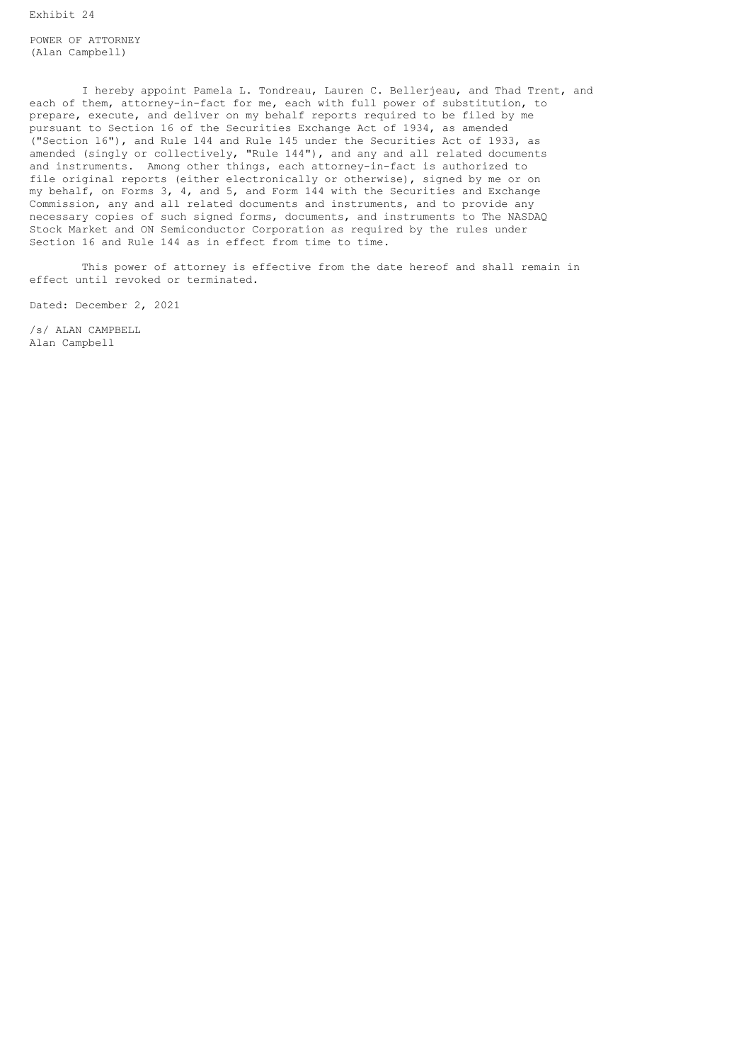Exhibit 24

POWER OF ATTORNEY
(Alan Campbell)

I hereby appoint Pamela L. Tondreau, Lauren C. Bellerjeau, and Thad Trent, and each of them, attorney-in-fact for me, each with full power of substitution, to prepare, execute, and deliver on my behalf reports required to be filed by me pursuant to Section 16 of the Securities Exchange Act of 1934, as amended ("Section 16"), and Rule 144 and Rule 145 under the Securities Act of 1933, as amended (singly or collectively, "Rule 144"), and any and all related documents and instruments. Among other things, each attorney-in-fact is authorized to file original reports (either electronically or otherwise), signed by me or on my behalf, on Forms 3, 4, and 5, and Form 144 with the Securities and Exchange Commission, any and all related documents and instruments, and to provide any necessary copies of such signed forms, documents, and instruments to The NASDAQ Stock Market and ON Semiconductor Corporation as required by the rules under Section 16 and Rule 144 as in effect from time to time.

This power of attorney is effective from the date hereof and shall remain in effect until revoked or terminated.

Dated: December 2, 2021

/s/ ALAN CAMPBELL
Alan Campbell